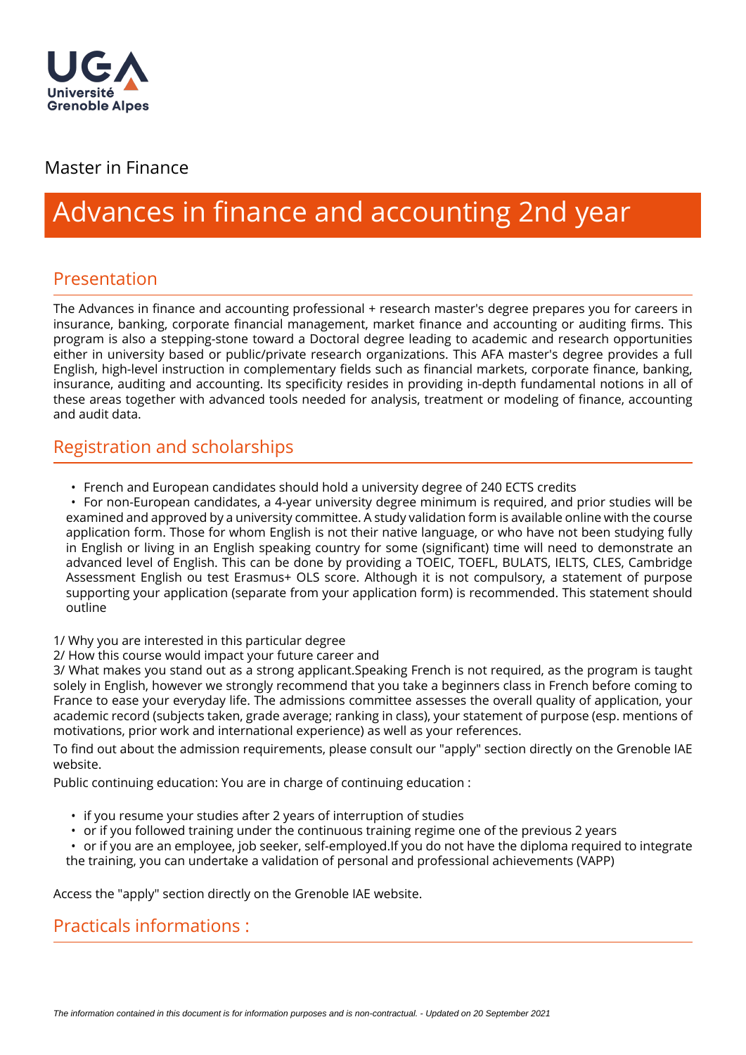Master in Finance

# Advances in finance and accounting 2nd year

## Presentation

The Advances in finance and accounting professional + research master's degree prepares you for careers in insurance, banking, corporate financial management, market finance and accounting or auditing firms. This program is also a stepping-stone toward a Doctoral degree leading to academic and research opportunities either in university based or public/private research organizations. This AFA master's degree provides a full English, high-level instruction in complementary fields such as financial markets, corporate finance, banking, insurance, auditing and accounting. Its specificity resides in providing in-depth fundamental notions in all of these areas together with advanced tools needed for analysis, treatment or modeling of finance, accounting and audit data.

## Registration and scholarships

- French and European candidates should hold a university degree of 240 ECTS credits
- For non-European candidates, a 4-year university degree minimum is required, and prior studies will be examined and approved by a university committee. A study validation form is available online with the course application form. Those for whom English is not their native language, or who have not been studying fully in English or living in an English speaking country for some (significant) time will need to demonstrate an advanced level of English. This can be done by providing a TOEIC, TOEFL, BULATS, IELTS, CLES, Cambridge Assessment English ou test Erasmus+ OLS score. Although it is not compulsory, a statement of purpose supporting your application (separate from your application form) is recommended. This statement should outline

1/ Why you are interested in this particular degree
2/ How this course would impact your future career and
3/ What makes you stand out as a strong applicant.Speaking French is not required, as the program is taught solely in English, however we strongly recommend that you take a beginners class in French before coming to France to ease your everyday life. The admissions committee assesses the overall quality of application, your academic record (subjects taken, grade average; ranking in class), your statement of purpose (esp. mentions of motivations, prior work and international experience) as well as your references.

To find out about the admission requirements, please consult our "apply" section directly on the Grenoble IAE website.

Public continuing education: You are in charge of continuing education :

- if you resume your studies after 2 years of interruption of studies
- or if you followed training under the continuous training regime one of the previous 2 years
- or if you are an employee, job seeker, self-employed.If you do not have the diploma required to integrate the training, you can undertake a validation of personal and professional achievements (VAPP)

Access the "apply" section directly on the Grenoble IAE website.

## Practicals informations :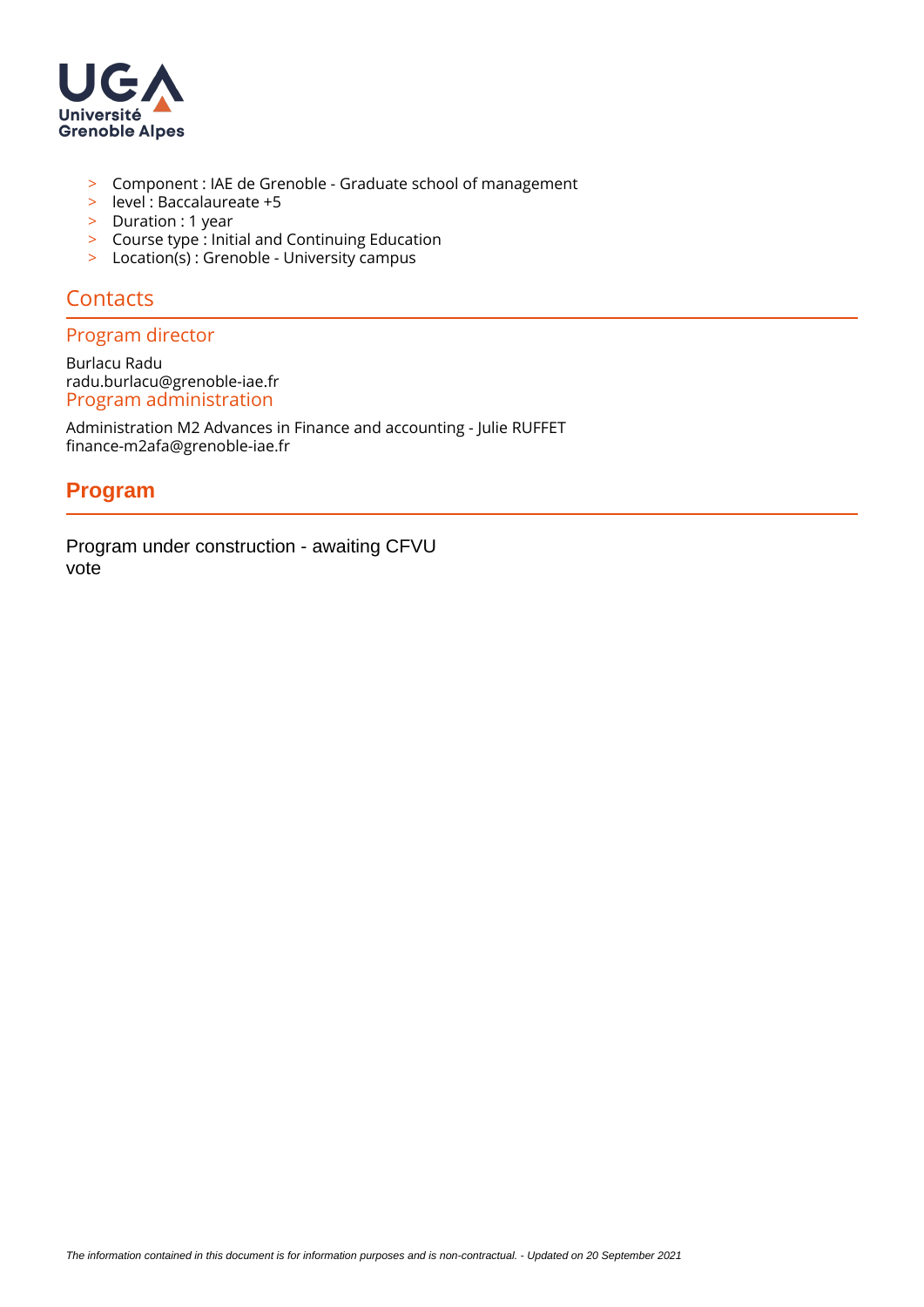- Component : IAE de Grenoble - Graduate school of management
- level : Baccalaureate +5
- Duration : 1 year
- Course type : Initial and Continuing Education
- Location(s) : Grenoble - University campus

## Contacts

### Program director

Burlacu Radu
radu.burlacu@grenoble-iae.fr

### Program administration

Administration M2 Advances in Finance and accounting - Julie RUFFET
finance-m2afa@grenoble-iae.fr

## **Program**

Program under construction - awaiting CFVU vote

*The information contained in this document is for information purposes and is non-contractual. - Updated on 20 September 2021*